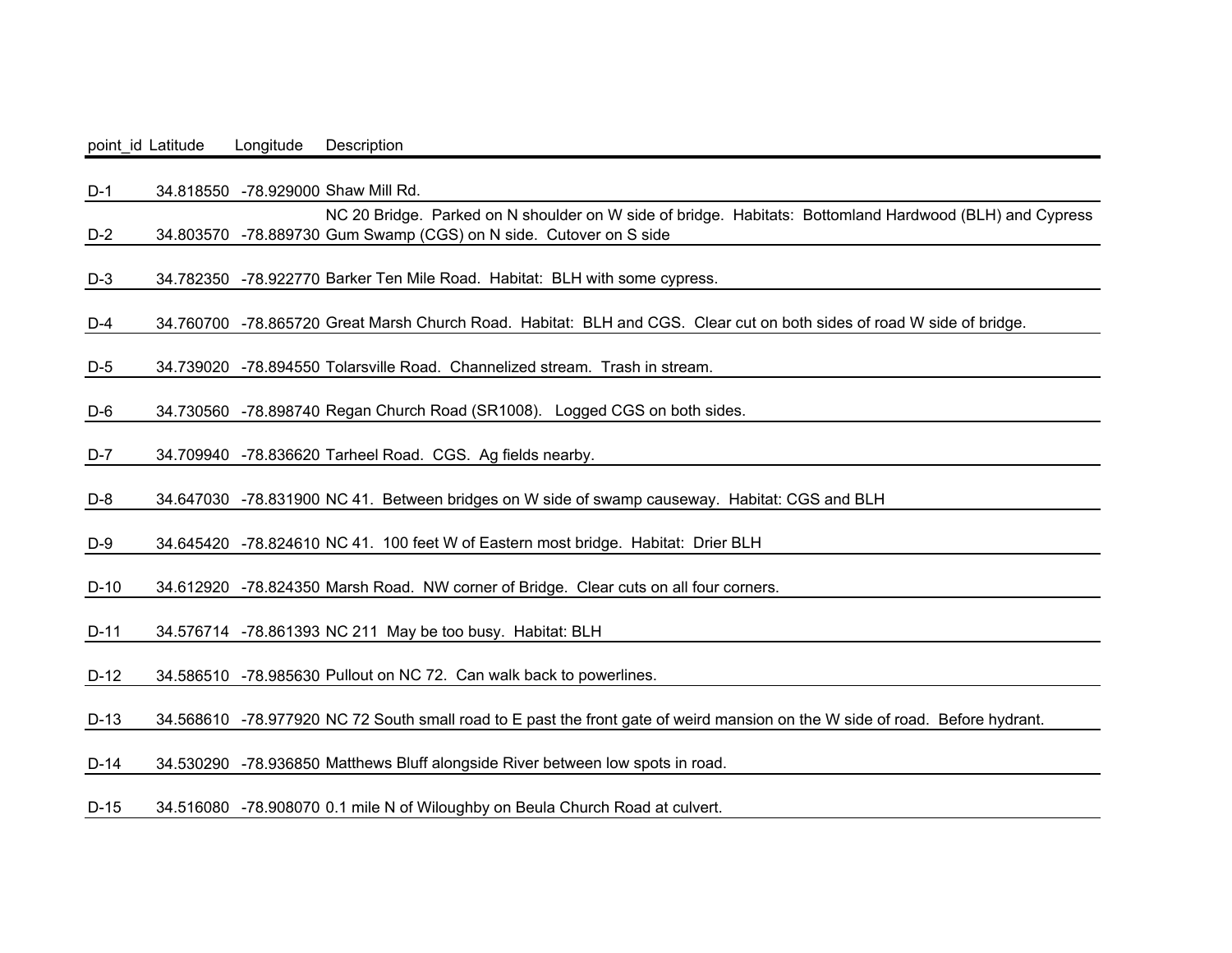| point_id | Latitude | Longitude | Description |
| --- | --- | --- | --- |
| D-1 | 34.818550 | -78.929000 | Shaw Mill Rd. |
| D-2 | 34.803570 | -78.889730 | NC 20 Bridge. Parked on N shoulder on W side of bridge. Habitats: Bottomland Hardwood (BLH) and Cypress Gum Swamp (CGS) on N side. Cutover on S side |
| D-3 | 34.782350 | -78.922770 | Barker Ten Mile Road. Habitat: BLH with some cypress. |
| D-4 | 34.760700 | -78.865720 | Great Marsh Church Road. Habitat: BLH and CGS. Clear cut on both sides of road W side of bridge. |
| D-5 | 34.739020 | -78.894550 | Tolarsville Road. Channelized stream. Trash in stream. |
| D-6 | 34.730560 | -78.898740 | Regan Church Road (SR1008). Logged CGS on both sides. |
| D-7 | 34.709940 | -78.836620 | Tarheel Road. CGS. Ag fields nearby. |
| D-8 | 34.647030 | -78.831900 | NC 41. Between bridges on W side of swamp causeway. Habitat: CGS and BLH |
| D-9 | 34.645420 | -78.824610 | NC 41. 100 feet W of Eastern most bridge. Habitat: Drier BLH |
| D-10 | 34.612920 | -78.824350 | Marsh Road. NW corner of Bridge. Clear cuts on all four corners. |
| D-11 | 34.576714 | -78.861393 | NC 211 May be too busy. Habitat: BLH |
| D-12 | 34.586510 | -78.985630 | Pullout on NC 72. Can walk back to powerlines. |
| D-13 | 34.568610 | -78.977920 | NC 72 South small road to E past the front gate of weird mansion on the W side of road. Before hydrant. |
| D-14 | 34.530290 | -78.936850 | Matthews Bluff alongside River between low spots in road. |
| D-15 | 34.516080 | -78.908070 | 0.1 mile N of Wiloughby on Beula Church Road at culvert. |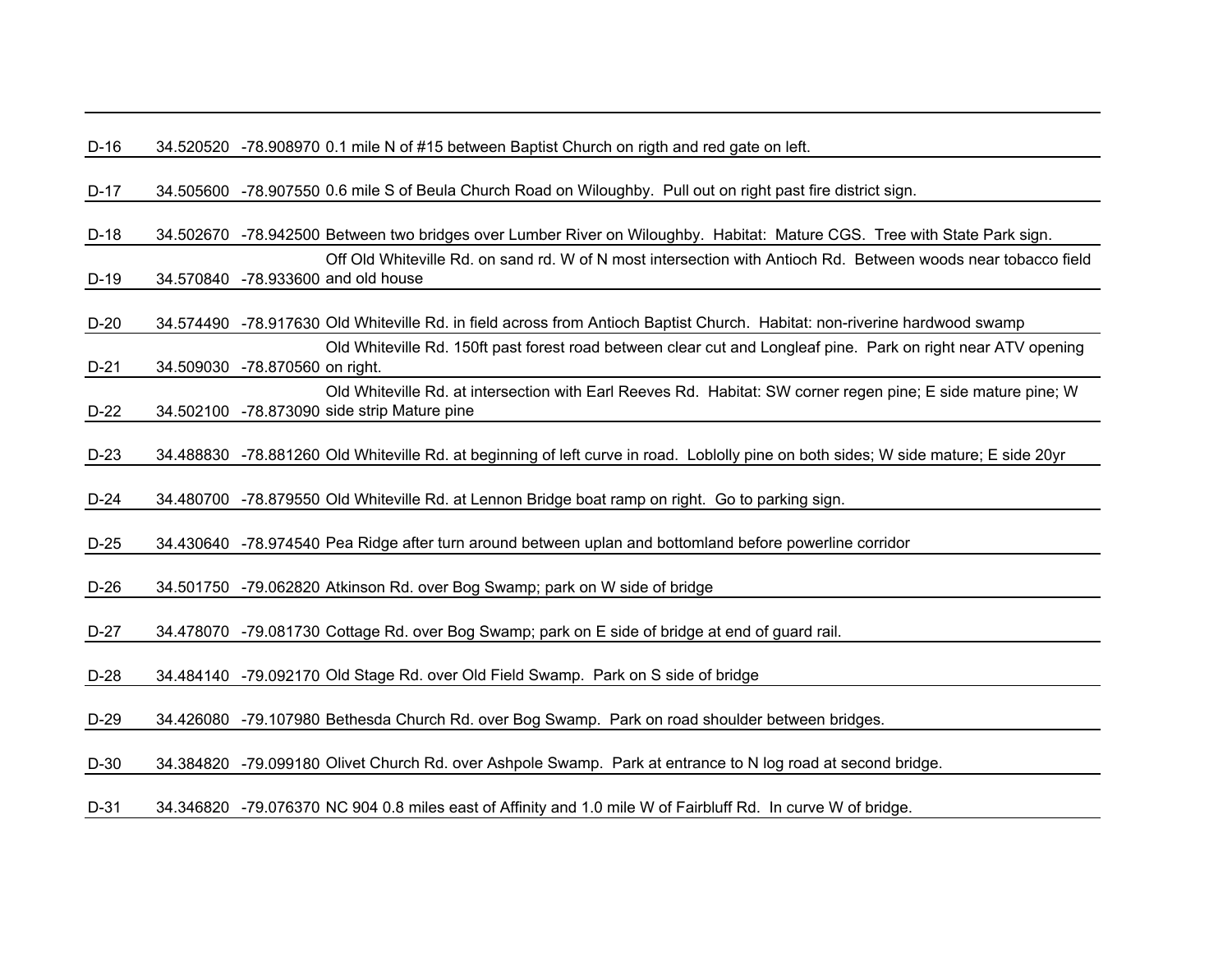| | | | |
|---|---|---|---|
| D-16 | 34.520520 | -78.908970 | 0.1 mile N of #15 between Baptist Church on rigth and red gate on left. |
| D-17 | 34.505600 | -78.907550 | 0.6 mile S of Beula Church Road on Wiloughby. Pull out on right past fire district sign. |
| D-18 | 34.502670 | -78.942500 | Between two bridges over Lumber River on Wiloughby. Habitat: Mature CGS. Tree with State Park sign. |
| D-19 | 34.570840 | -78.933600 | Off Old Whiteville Rd. on sand rd. W of N most intersection with Antioch Rd. Between woods near tobacco field and old house |
| D-20 | 34.574490 | -78.917630 | Old Whiteville Rd. in field across from Antioch Baptist Church. Habitat: non-riverine hardwood swamp |
| D-21 | 34.509030 | -78.870560 | Old Whiteville Rd. 150ft past forest road between clear cut and Longleaf pine. Park on right near ATV opening on right. |
| D-22 | 34.502100 | -78.873090 | Old Whiteville Rd. at intersection with Earl Reeves Rd. Habitat: SW corner regen pine; E side mature pine; W side strip Mature pine |
| D-23 | 34.488830 | -78.881260 | Old Whiteville Rd. at beginning of left curve in road. Loblolly pine on both sides; W side mature; E side 20yr |
| D-24 | 34.480700 | -78.879550 | Old Whiteville Rd. at Lennon Bridge boat ramp on right. Go to parking sign. |
| D-25 | 34.430640 | -78.974540 | Pea Ridge after turn around between uplan and bottomland before powerline corridor |
| D-26 | 34.501750 | -79.062820 | Atkinson Rd. over Bog Swamp; park on W side of bridge |
| D-27 | 34.478070 | -79.081730 | Cottage Rd. over Bog Swamp; park on E side of bridge at end of guard rail. |
| D-28 | 34.484140 | -79.092170 | Old Stage Rd. over Old Field Swamp. Park on S side of bridge |
| D-29 | 34.426080 | -79.107980 | Bethesda Church Rd. over Bog Swamp. Park on road shoulder between bridges. |
| D-30 | 34.384820 | -79.099180 | Olivet Church Rd. over Ashpole Swamp. Park at entrance to N log road at second bridge. |
| D-31 | 34.346820 | -79.076370 | NC 904 0.8 miles east of Affinity and 1.0 mile W of Fairbluff Rd. In curve W of bridge. |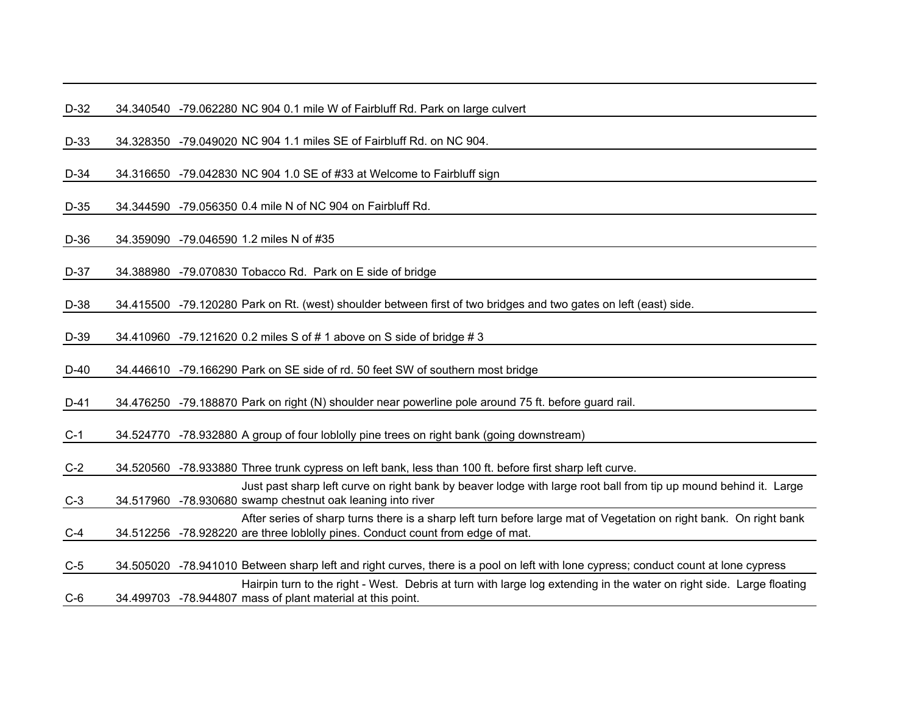| | | | |
|---|---|---|---|
| D-32 | 34.340540 | -79.062280 | NC 904 0.1 mile W of Fairbluff Rd. Park on large culvert |
| D-33 | 34.328350 | -79.049020 | NC 904 1.1 miles SE of Fairbluff Rd. on NC 904. |
| D-34 | 34.316650 | -79.042830 | NC 904 1.0 SE of #33 at Welcome to Fairbluff sign |
| D-35 | 34.344590 | -79.056350 | 0.4 mile N of NC 904 on Fairbluff Rd. |
| D-36 | 34.359090 | -79.046590 | 1.2 miles N of #35 |
| D-37 | 34.388980 | -79.070830 | Tobacco Rd. Park on E side of bridge |
| D-38 | 34.415500 | -79.120280 | Park on Rt. (west) shoulder between first of two bridges and two gates on left (east) side. |
| D-39 | 34.410960 | -79.121620 | 0.2 miles S of # 1 above on S side of bridge # 3 |
| D-40 | 34.446610 | -79.166290 | Park on SE side of rd. 50 feet SW of southern most bridge |
| D-41 | 34.476250 | -79.188870 | Park on right (N) shoulder near powerline pole around 75 ft. before guard rail. |
| C-1 | 34.524770 | -78.932880 | A group of four loblolly pine trees on right bank (going downstream) |
| C-2 | 34.520560 | -78.933880 | Three trunk cypress on left bank, less than 100 ft. before first sharp left curve. |
| C-3 | 34.517960 | -78.930680 | Just past sharp left curve on right bank by beaver lodge with large root ball from tip up mound behind it. Large swamp chestnut oak leaning into river |
| C-4 | 34.512256 | -78.928220 | After series of sharp turns there is a sharp left turn before large mat of Vegetation on right bank. On right bank are three loblolly pines. Conduct count from edge of mat. |
| C-5 | 34.505020 | -78.941010 | Between sharp left and right curves, there is a pool on left with lone cypress; conduct count at lone cypress |
| C-6 | 34.499703 | -78.944807 | Hairpin turn to the right - West. Debris at turn with large log extending in the water on right side. Large floating mass of plant material at this point. |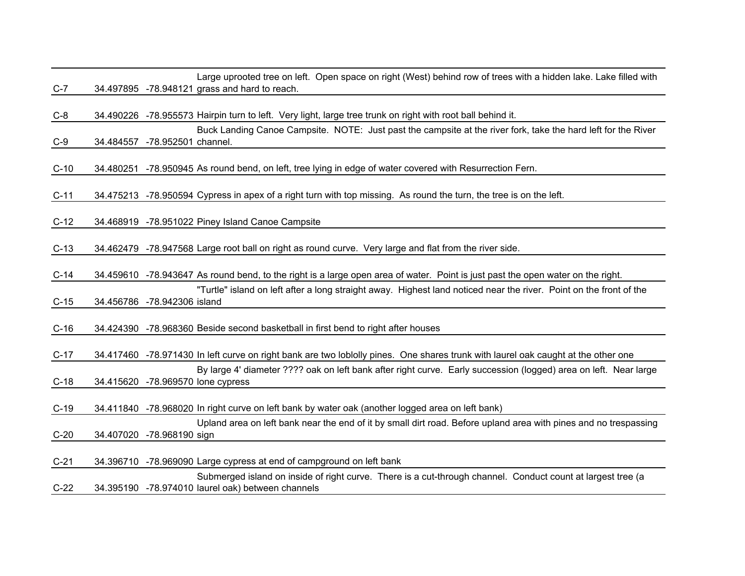| | | | |
|---|---|---|---|
| C-7 | 34.497895 | -78.948121 | Large uprooted tree on left. Open space on right (West) behind row of trees with a hidden lake. Lake filled with grass and hard to reach. |
| C-8 | 34.490226 | -78.955573 | Hairpin turn to left. Very light, large tree trunk on right with root ball behind it. |
| C-9 | 34.484557 | -78.952501 | Buck Landing Canoe Campsite. NOTE: Just past the campsite at the river fork, take the hard left for the River channel. |
| C-10 | 34.480251 | -78.950945 | As round bend, on left, tree lying in edge of water covered with Resurrection Fern. |
| C-11 | 34.475213 | -78.950594 | Cypress in apex of a right turn with top missing. As round the turn, the tree is on the left. |
| C-12 | 34.468919 | -78.951022 | Piney Island Canoe Campsite |
| C-13 | 34.462479 | -78.947568 | Large root ball on right as round curve. Very large and flat from the river side. |
| C-14 | 34.459610 | -78.943647 | As round bend, to the right is a large open area of water. Point is just past the open water on the right. |
| C-15 | 34.456786 | -78.942306 | "Turtle" island on left after a long straight away. Highest land noticed near the river. Point on the front of the island |
| C-16 | 34.424390 | -78.968360 | Beside second basketball in first bend to right after houses |
| C-17 | 34.417460 | -78.971430 | In left curve on right bank are two loblolly pines. One shares trunk with laurel oak caught at the other one |
| C-18 | 34.415620 | -78.969570 | By large 4' diameter ???? oak on left bank after right curve. Early succession (logged) area on left. Near large lone cypress |
| C-19 | 34.411840 | -78.968020 | In right curve on left bank by water oak (another logged area on left bank) |
| C-20 | 34.407020 | -78.968190 | Upland area on left bank near the end of it by small dirt road. Before upland area with pines and no trespassing sign |
| C-21 | 34.396710 | -78.969090 | Large cypress at end of campground on left bank |
| C-22 | 34.395190 | -78.974010 | Submerged island on inside of right curve. There is a cut-through channel. Conduct count at largest tree (a laurel oak) between channels |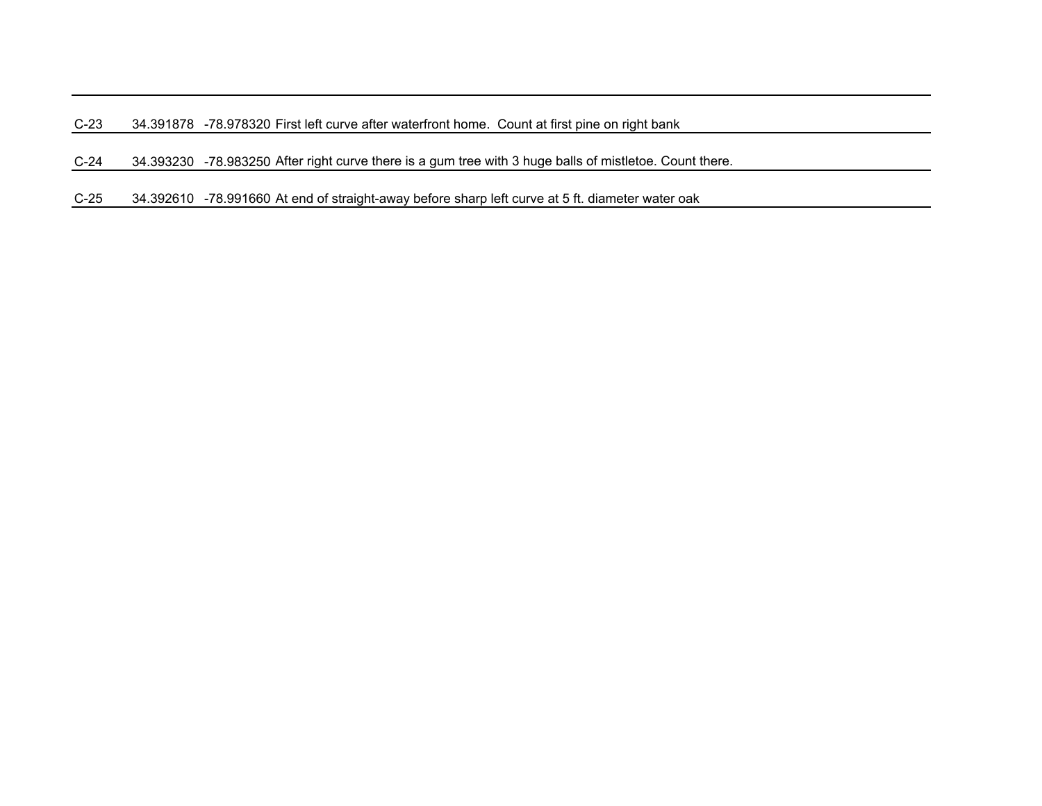| | | | |
|---|---|---|---|
| C-23 | 34.391878 | -78.978320 | First left curve after waterfront home.  Count at first pine on right bank |
| C-24 | 34.393230 | -78.983250 | After right curve there is a gum tree with 3 huge balls of mistletoe. Count there. |
| C-25 | 34.392610 | -78.991660 | At end of straight-away before sharp left curve at 5 ft. diameter water oak |